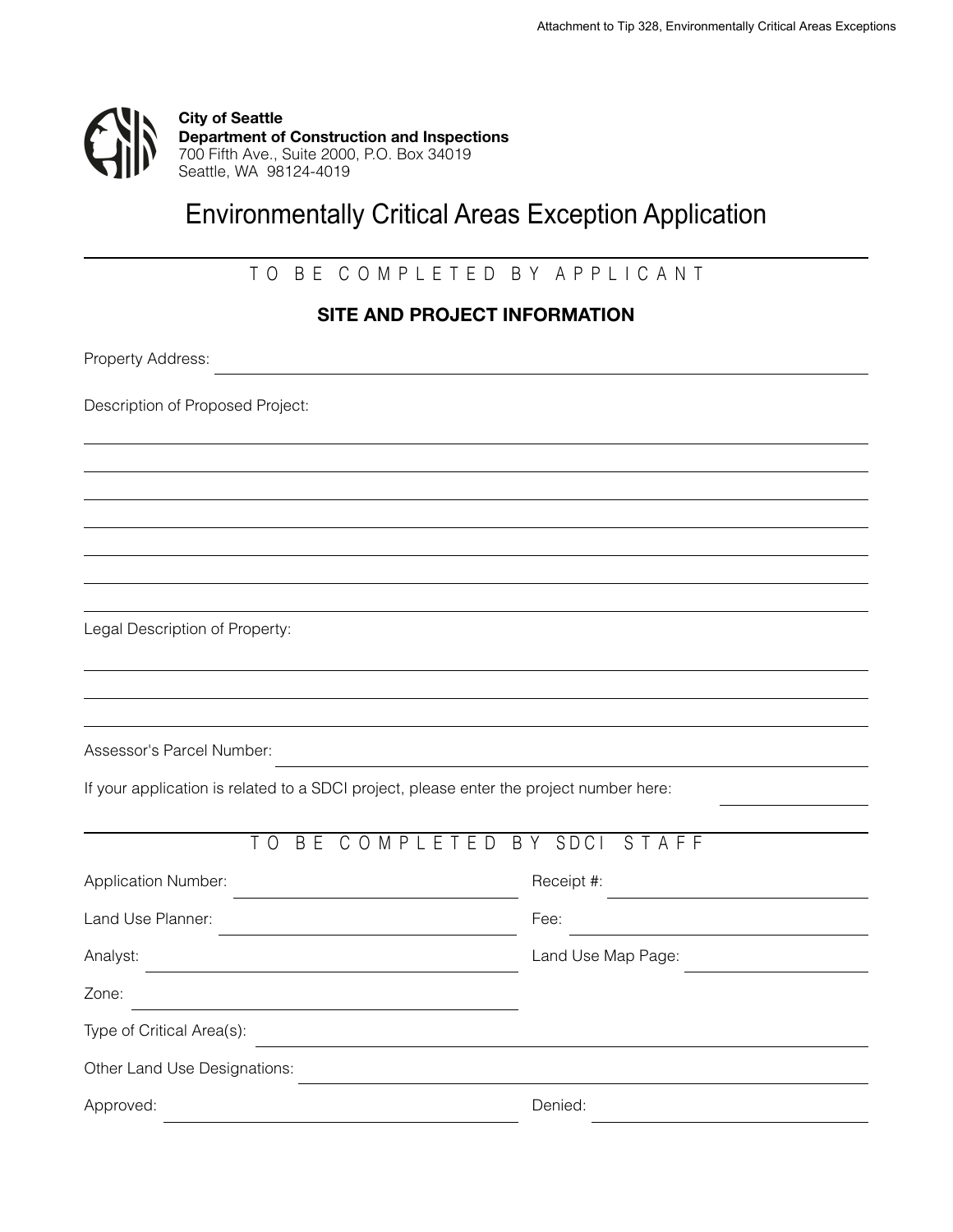Attachment to Tip 328, Environmentally Critical Areas Exceptions

**City of Seattle**
**Department of Construction and Inspections**
700 Fifth Ave., Suite 2000, P.O. Box 34019
Seattle, WA 98124-4019

# Environmentally Critical Areas Exception Application

TO BE COMPLETED BY APPLICANT

## SITE AND PROJECT INFORMATION

Property Address: ____________________

Description of Proposed Project:

____________________

____________________

____________________

____________________

____________________

____________________

____________________

Legal Description of Property:

____________________

____________________

____________________

Assessor's Parcel Number: ____________________

If your application is related to a SDCI project, please enter the project number here: __________

TO BE COMPLETED BY SDCI STAFF

Application Number: ____________________ Receipt #: ____________________

Land Use Planner: ____________________ Fee: ____________________

Analyst: ____________________ Land Use Map Page: ____________________

Zone: ____________________

Type of Critical Area(s): ____________________

Other Land Use Designations: ____________________

Approved: ____________________ Denied: ____________________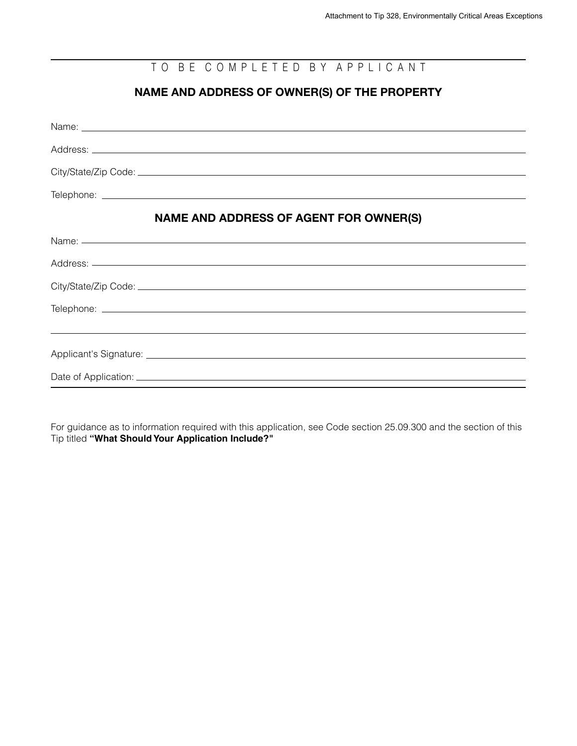TO BE COMPLETED BY APPLICANT

## NAME AND ADDRESS OF OWNER(S) OF THE PROPERTY

Name: ______________________________________________

Address: ______________________________________________

City/State/Zip Code: ______________________________________________

Telephone: ______________________________________________

## NAME AND ADDRESS OF AGENT FOR OWNER(S)

Name: ______________________________________________

Address: ______________________________________________

City/State/Zip Code: ______________________________________________

Telephone: ______________________________________________

Applicant's Signature: ______________________________________________

Date of Application: ______________________________________________

For guidance as to information required with this application, see Code section 25.09.300 and the section of this Tip titled **"What Should Your Application Include?"**